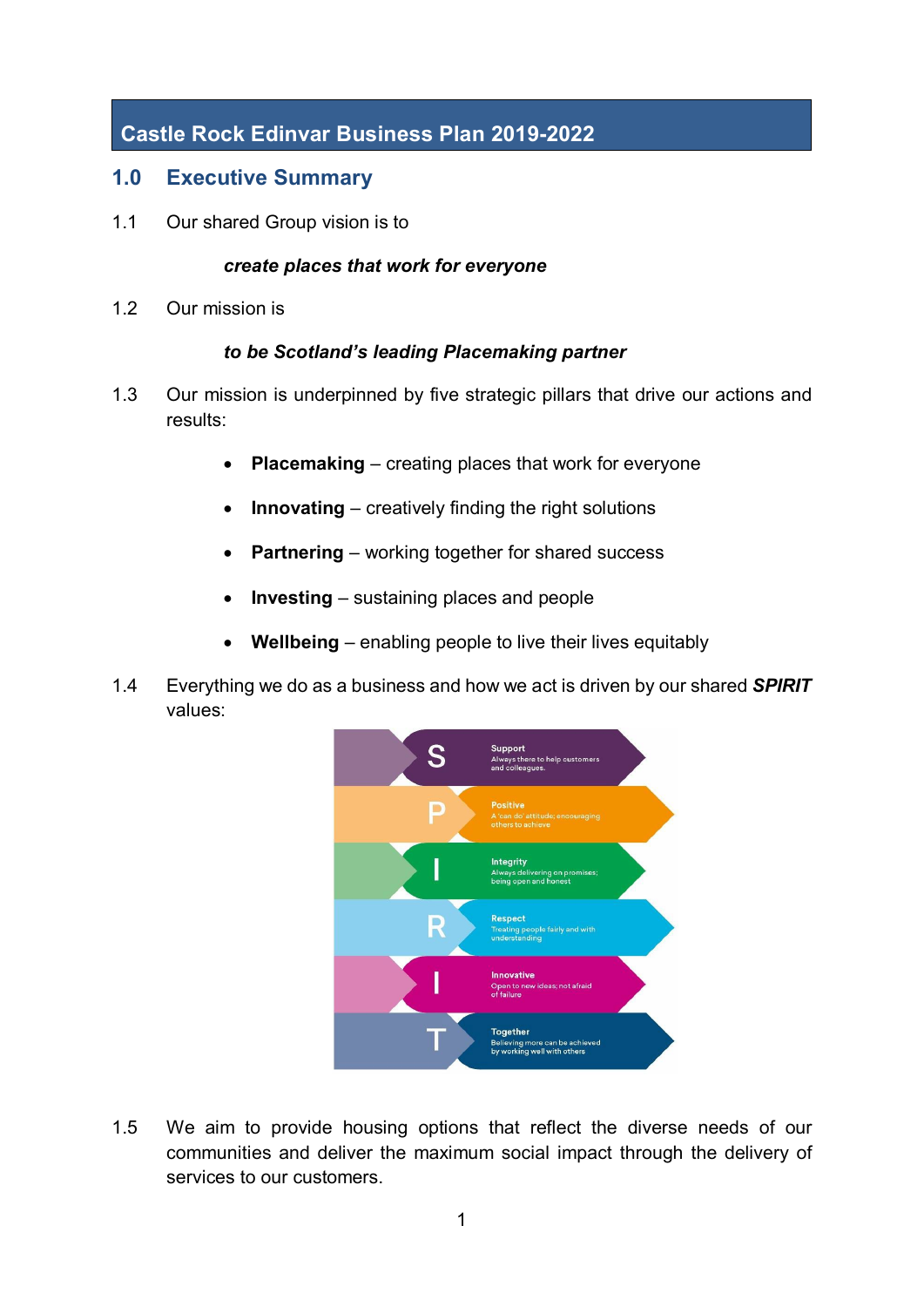# Castle Rock Edinvar Business Plan 2019-2022

## 1.0 Executive Summary

1.1 Our shared Group vision is to

***create places that work for everyone***

1.2 Our mission is

***to be Scotland's leading Placemaking partner***

1.3 Our mission is underpinned by five strategic pillars that drive our actions and results:

- **Placemaking** – creating places that work for everyone
- **Innovating** – creatively finding the right solutions
- **Partnering** – working together for shared success
- **Investing** – sustaining places and people
- **Wellbeing** – enabling people to live their lives equitably

1.4 Everything we do as a business and how we act is driven by our shared ***SPIRIT*** values:

- **S** – **Support**: Always there to help customers and colleagues.
- **P** – **Positive**: A 'can do' attitude; encouraging others to achieve
- **I** – **Integrity**: Always delivering on promises; being open and honest
- **R** – **Respect**: Treating people fairly and with understanding
- **I** – **Innovative**: Open to new ideas; not afraid of failure
- **T** – **Together**: Believing more can be achieved by working well with others

1.5 We aim to provide housing options that reflect the diverse needs of our communities and deliver the maximum social impact through the delivery of services to our customers.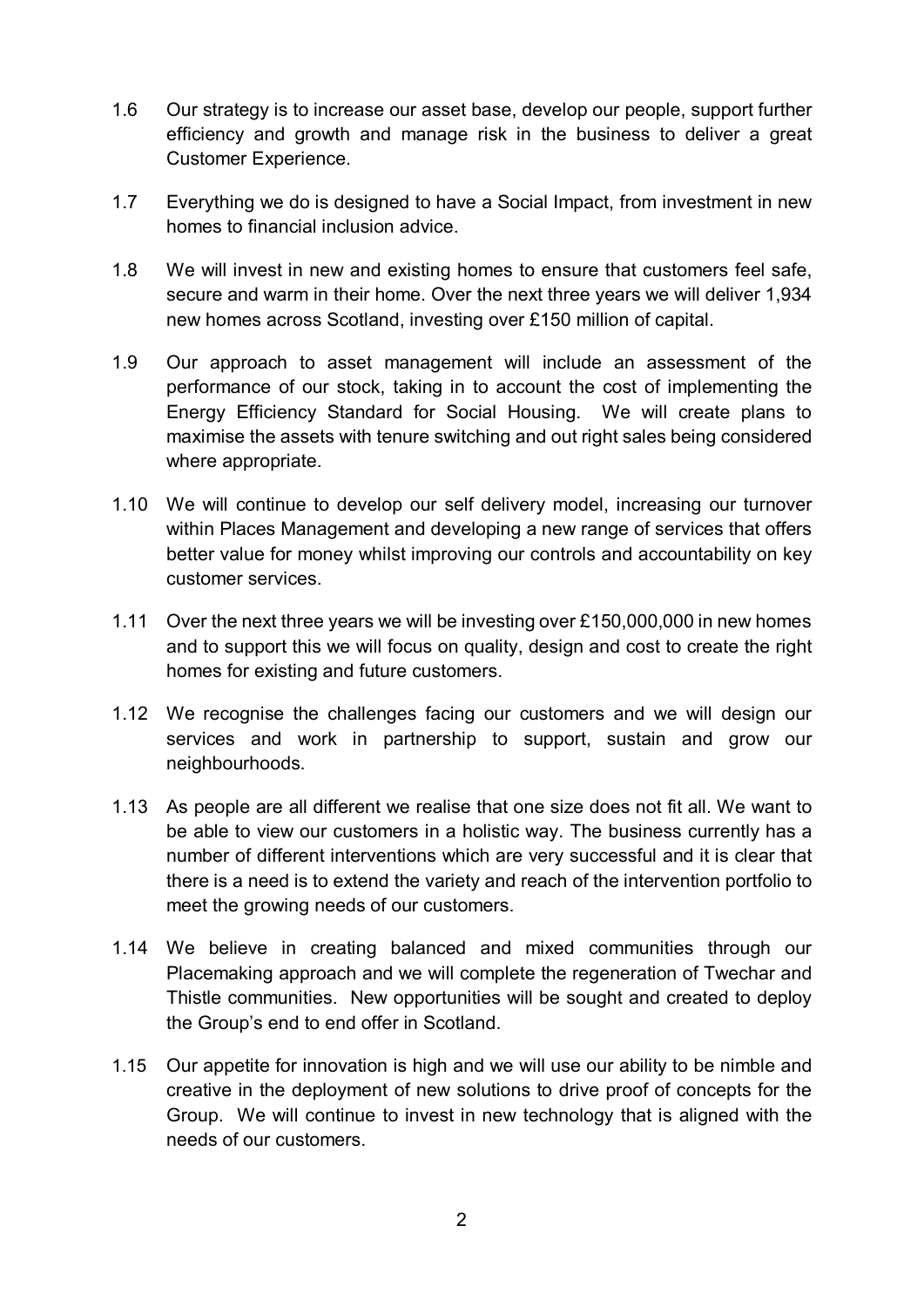1.6 Our strategy is to increase our asset base, develop our people, support further efficiency and growth and manage risk in the business to deliver a great Customer Experience.

1.7 Everything we do is designed to have a Social Impact, from investment in new homes to financial inclusion advice.

1.8 We will invest in new and existing homes to ensure that customers feel safe, secure and warm in their home. Over the next three years we will deliver 1,934 new homes across Scotland, investing over £150 million of capital.

1.9 Our approach to asset management will include an assessment of the performance of our stock, taking in to account the cost of implementing the Energy Efficiency Standard for Social Housing. We will create plans to maximise the assets with tenure switching and out right sales being considered where appropriate.

1.10 We will continue to develop our self delivery model, increasing our turnover within Places Management and developing a new range of services that offers better value for money whilst improving our controls and accountability on key customer services.

1.11 Over the next three years we will be investing over £150,000,000 in new homes and to support this we will focus on quality, design and cost to create the right homes for existing and future customers.

1.12 We recognise the challenges facing our customers and we will design our services and work in partnership to support, sustain and grow our neighbourhoods.

1.13 As people are all different we realise that one size does not fit all. We want to be able to view our customers in a holistic way. The business currently has a number of different interventions which are very successful and it is clear that there is a need is to extend the variety and reach of the intervention portfolio to meet the growing needs of our customers.

1.14 We believe in creating balanced and mixed communities through our Placemaking approach and we will complete the regeneration of Twechar and Thistle communities. New opportunities will be sought and created to deploy the Group's end to end offer in Scotland.

1.15 Our appetite for innovation is high and we will use our ability to be nimble and creative in the deployment of new solutions to drive proof of concepts for the Group. We will continue to invest in new technology that is aligned with the needs of our customers.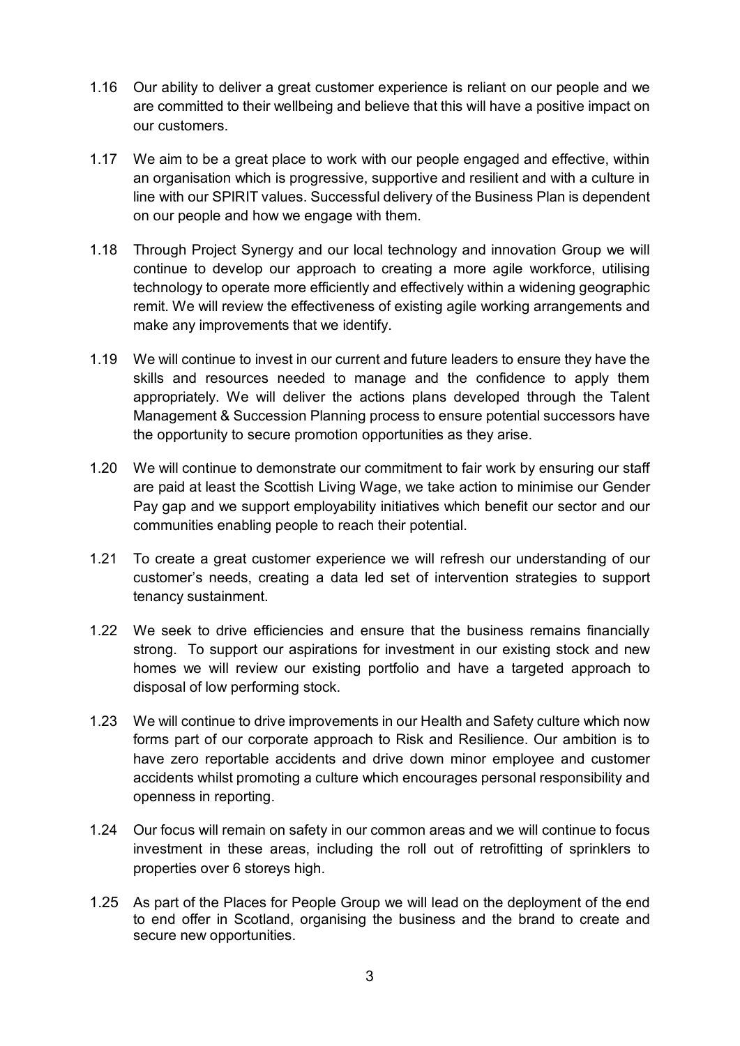1.16 Our ability to deliver a great customer experience is reliant on our people and we are committed to their wellbeing and believe that this will have a positive impact on our customers.

1.17 We aim to be a great place to work with our people engaged and effective, within an organisation which is progressive, supportive and resilient and with a culture in line with our SPIRIT values. Successful delivery of the Business Plan is dependent on our people and how we engage with them.

1.18 Through Project Synergy and our local technology and innovation Group we will continue to develop our approach to creating a more agile workforce, utilising technology to operate more efficiently and effectively within a widening geographic remit. We will review the effectiveness of existing agile working arrangements and make any improvements that we identify.

1.19 We will continue to invest in our current and future leaders to ensure they have the skills and resources needed to manage and the confidence to apply them appropriately. We will deliver the actions plans developed through the Talent Management & Succession Planning process to ensure potential successors have the opportunity to secure promotion opportunities as they arise.

1.20 We will continue to demonstrate our commitment to fair work by ensuring our staff are paid at least the Scottish Living Wage, we take action to minimise our Gender Pay gap and we support employability initiatives which benefit our sector and our communities enabling people to reach their potential.

1.21 To create a great customer experience we will refresh our understanding of our customer's needs, creating a data led set of intervention strategies to support tenancy sustainment.

1.22 We seek to drive efficiencies and ensure that the business remains financially strong. To support our aspirations for investment in our existing stock and new homes we will review our existing portfolio and have a targeted approach to disposal of low performing stock.

1.23 We will continue to drive improvements in our Health and Safety culture which now forms part of our corporate approach to Risk and Resilience. Our ambition is to have zero reportable accidents and drive down minor employee and customer accidents whilst promoting a culture which encourages personal responsibility and openness in reporting.

1.24 Our focus will remain on safety in our common areas and we will continue to focus investment in these areas, including the roll out of retrofitting of sprinklers to properties over 6 storeys high.

1.25 As part of the Places for People Group we will lead on the deployment of the end to end offer in Scotland, organising the business and the brand to create and secure new opportunities.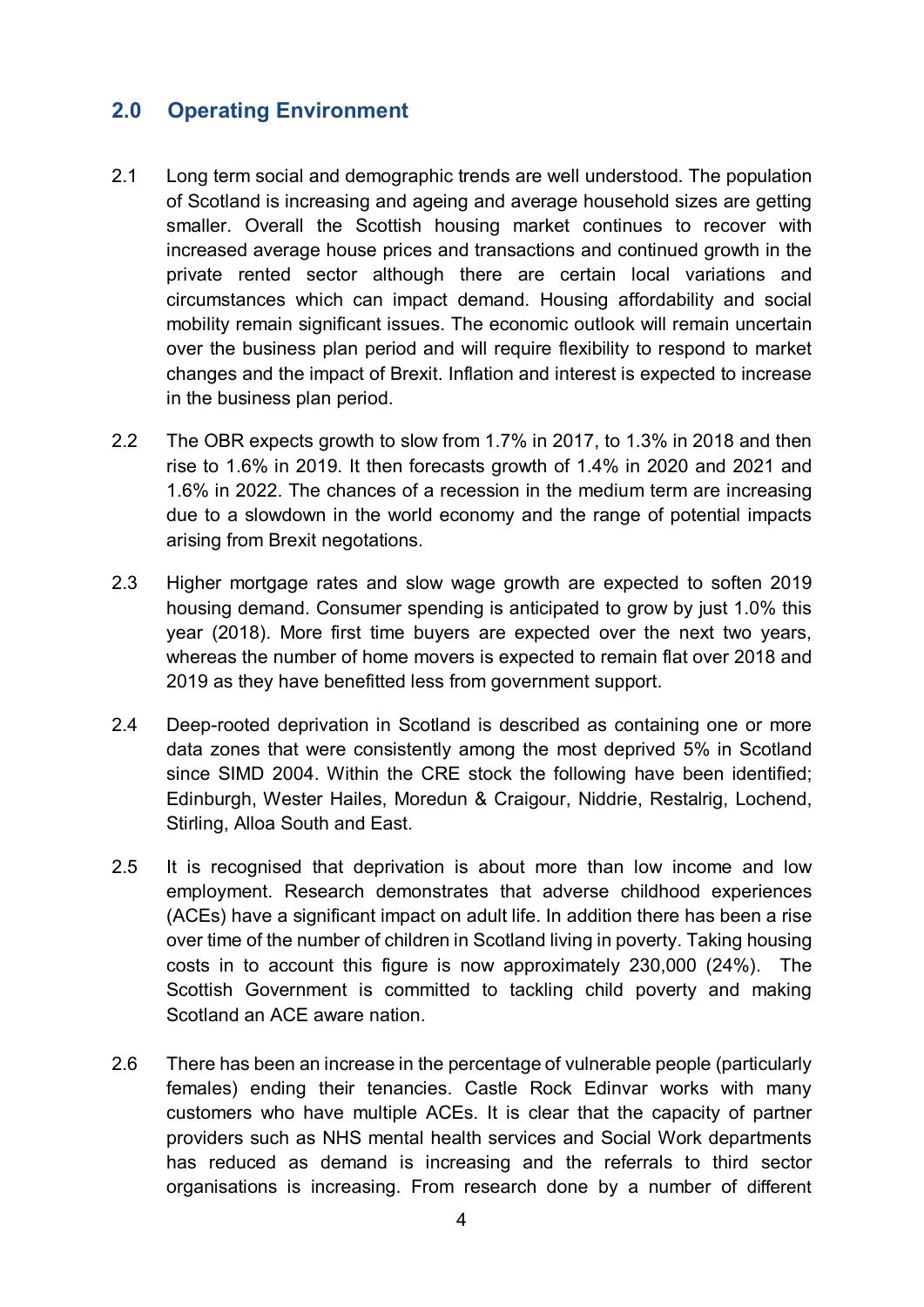## 2.0 Operating Environment

2.1 Long term social and demographic trends are well understood. The population of Scotland is increasing and ageing and average household sizes are getting smaller. Overall the Scottish housing market continues to recover with increased average house prices and transactions and continued growth in the private rented sector although there are certain local variations and circumstances which can impact demand. Housing affordability and social mobility remain significant issues. The economic outlook will remain uncertain over the business plan period and will require flexibility to respond to market changes and the impact of Brexit. Inflation and interest is expected to increase in the business plan period.

2.2 The OBR expects growth to slow from 1.7% in 2017, to 1.3% in 2018 and then rise to 1.6% in 2019. It then forecasts growth of 1.4% in 2020 and 2021 and 1.6% in 2022. The chances of a recession in the medium term are increasing due to a slowdown in the world economy and the range of potential impacts arising from Brexit negotiations.

2.3 Higher mortgage rates and slow wage growth are expected to soften 2019 housing demand. Consumer spending is anticipated to grow by just 1.0% this year (2018). More first time buyers are expected over the next two years, whereas the number of home movers is expected to remain flat over 2018 and 2019 as they have benefitted less from government support.

2.4 Deep-rooted deprivation in Scotland is described as containing one or more data zones that were consistently among the most deprived 5% in Scotland since SIMD 2004. Within the CRE stock the following have been identified; Edinburgh, Wester Hailes, Moredun & Craigour, Niddrie, Restalrig, Lochend, Stirling, Alloa South and East.

2.5 It is recognised that deprivation is about more than low income and low employment. Research demonstrates that adverse childhood experiences (ACEs) have a significant impact on adult life. In addition there has been a rise over time of the number of children in Scotland living in poverty. Taking housing costs in to account this figure is now approximately 230,000 (24%). The Scottish Government is committed to tackling child poverty and making Scotland an ACE aware nation.

2.6 There has been an increase in the percentage of vulnerable people (particularly females) ending their tenancies. Castle Rock Edinvar works with many customers who have multiple ACEs. It is clear that the capacity of partner providers such as NHS mental health services and Social Work departments has reduced as demand is increasing and the referrals to third sector organisations is increasing. From research done by a number of different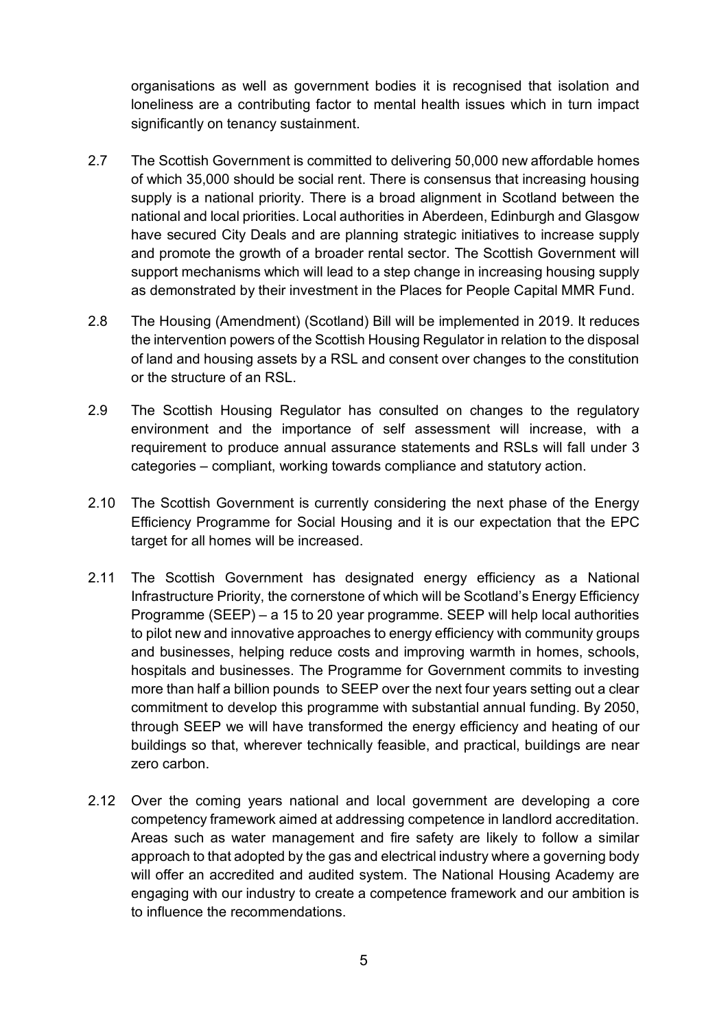organisations as well as government bodies it is recognised that isolation and loneliness are a contributing factor to mental health issues which in turn impact significantly on tenancy sustainment.

2.7 The Scottish Government is committed to delivering 50,000 new affordable homes of which 35,000 should be social rent. There is consensus that increasing housing supply is a national priority. There is a broad alignment in Scotland between the national and local priorities. Local authorities in Aberdeen, Edinburgh and Glasgow have secured City Deals and are planning strategic initiatives to increase supply and promote the growth of a broader rental sector. The Scottish Government will support mechanisms which will lead to a step change in increasing housing supply as demonstrated by their investment in the Places for People Capital MMR Fund.

2.8 The Housing (Amendment) (Scotland) Bill will be implemented in 2019. It reduces the intervention powers of the Scottish Housing Regulator in relation to the disposal of land and housing assets by a RSL and consent over changes to the constitution or the structure of an RSL.

2.9 The Scottish Housing Regulator has consulted on changes to the regulatory environment and the importance of self assessment will increase, with a requirement to produce annual assurance statements and RSLs will fall under 3 categories – compliant, working towards compliance and statutory action.

2.10 The Scottish Government is currently considering the next phase of the Energy Efficiency Programme for Social Housing and it is our expectation that the EPC target for all homes will be increased.

2.11 The Scottish Government has designated energy efficiency as a National Infrastructure Priority, the cornerstone of which will be Scotland's Energy Efficiency Programme (SEEP) – a 15 to 20 year programme. SEEP will help local authorities to pilot new and innovative approaches to energy efficiency with community groups and businesses, helping reduce costs and improving warmth in homes, schools, hospitals and businesses. The Programme for Government commits to investing more than half a billion pounds to SEEP over the next four years setting out a clear commitment to develop this programme with substantial annual funding. By 2050, through SEEP we will have transformed the energy efficiency and heating of our buildings so that, wherever technically feasible, and practical, buildings are near zero carbon.

2.12 Over the coming years national and local government are developing a core competency framework aimed at addressing competence in landlord accreditation. Areas such as water management and fire safety are likely to follow a similar approach to that adopted by the gas and electrical industry where a governing body will offer an accredited and audited system. The National Housing Academy are engaging with our industry to create a competence framework and our ambition is to influence the recommendations.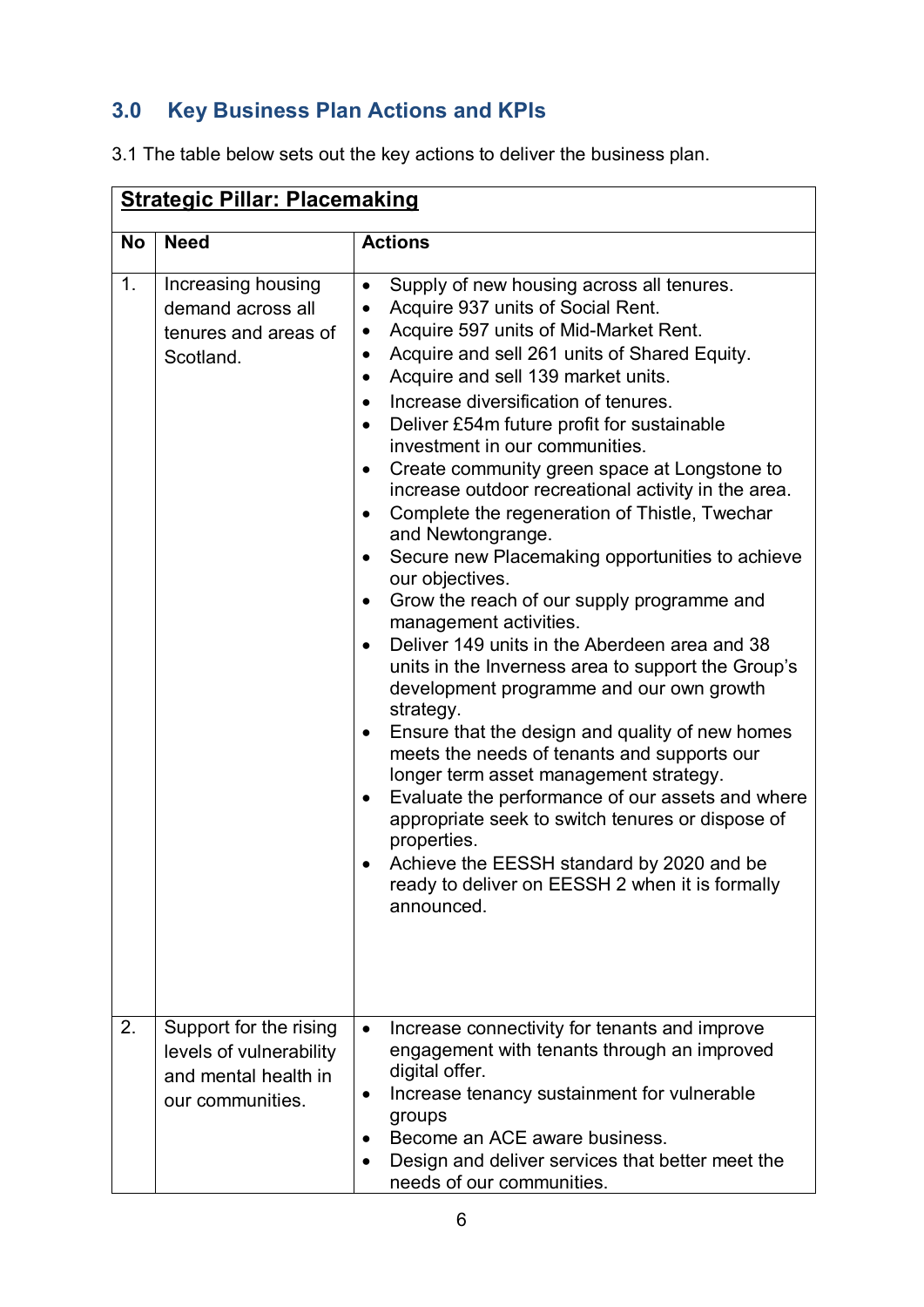## 3.0 Key Business Plan Actions and KPIs

3.1 The table below sets out the key actions to deliver the business plan.

| **Strategic Pillar: Placemaking** | | |
|---|---|---|
| **No** | **Need** | **Actions** |
| 1. | Increasing housing demand across all tenures and areas of Scotland. | • Supply of new housing across all tenures.<br>• Acquire 937 units of Social Rent.<br>• Acquire 597 units of Mid-Market Rent.<br>• Acquire and sell 261 units of Shared Equity.<br>• Acquire and sell 139 market units.<br>• Increase diversification of tenures.<br>• Deliver £54m future profit for sustainable investment in our communities.<br>• Create community green space at Longstone to increase outdoor recreational activity in the area.<br>• Complete the regeneration of Thistle, Twechar and Newtongrange.<br>• Secure new Placemaking opportunities to achieve our objectives.<br>• Grow the reach of our supply programme and management activities.<br>• Deliver 149 units in the Aberdeen area and 38 units in the Inverness area to support the Group's development programme and our own growth strategy.<br>• Ensure that the design and quality of new homes meets the needs of tenants and supports our longer term asset management strategy.<br>• Evaluate the performance of our assets and where appropriate seek to switch tenures or dispose of properties.<br>• Achieve the EESSH standard by 2020 and be ready to deliver on EESSH 2 when it is formally announced. |
| 2. | Support for the rising levels of vulnerability and mental health in our communities. | • Increase connectivity for tenants and improve engagement with tenants through an improved digital offer.<br>• Increase tenancy sustainment for vulnerable groups<br>• Become an ACE aware business.<br>• Design and deliver services that better meet the needs of our communities. |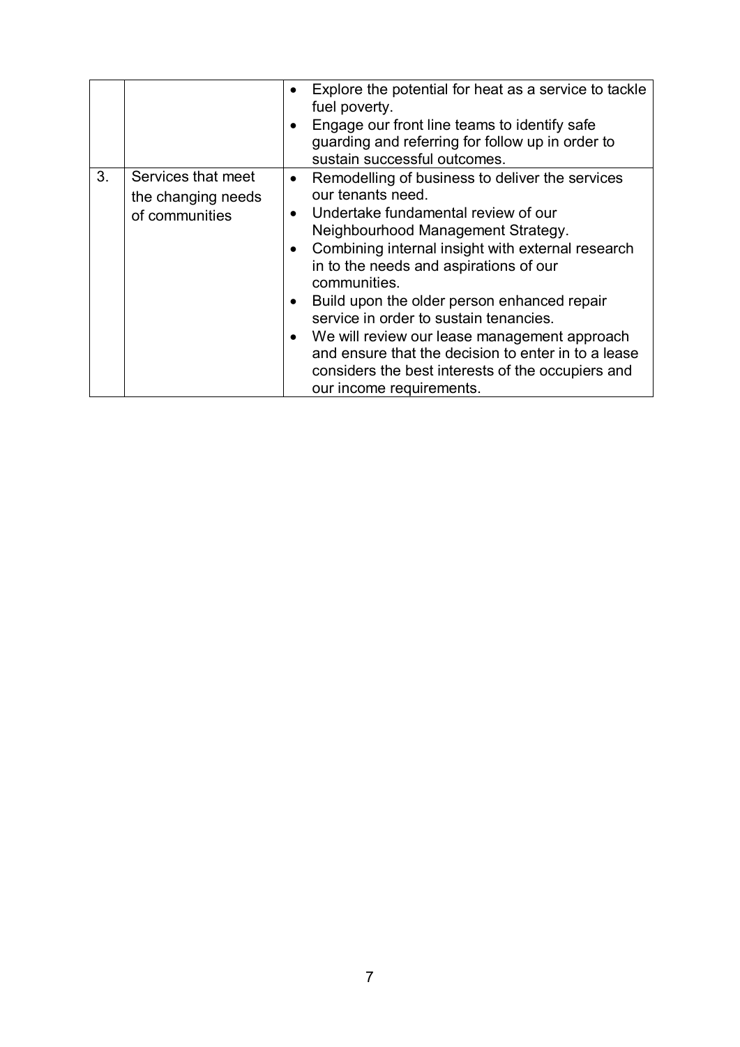|  |  |  |
|---|---|---|
|  |  | • Explore the potential for heat as a service to tackle fuel poverty.<br>• Engage our front line teams to identify safe guarding and referring for follow up in order to sustain successful outcomes. |
| 3. | Services that meet the changing needs of communities | • Remodelling of business to deliver the services our tenants need.<br>• Undertake fundamental review of our Neighbourhood Management Strategy.<br>• Combining internal insight with external research in to the needs and aspirations of our communities.<br>• Build upon the older person enhanced repair service in order to sustain tenancies.<br>• We will review our lease management approach and ensure that the decision to enter in to a lease considers the best interests of the occupiers and our income requirements. |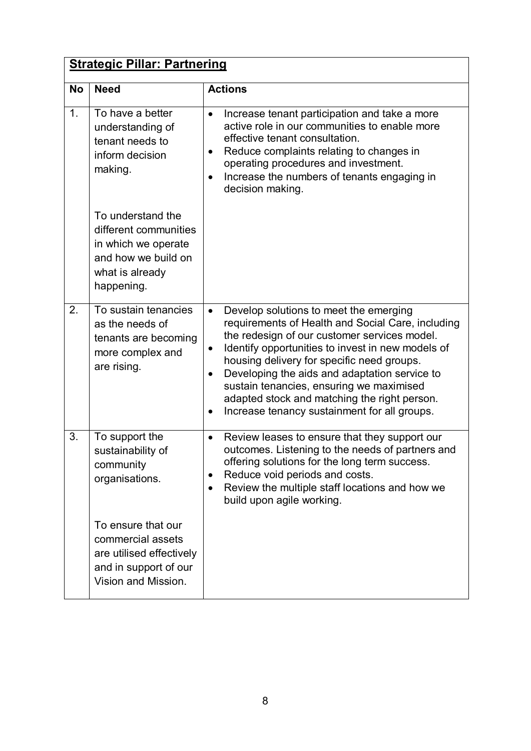| **Strategic Pillar: Partnering** | | |
|---|---|---|
| **No** | **Need** | **Actions** |
| 1. | To have a better understanding of tenant needs to inform decision making.<br><br>To understand the different communities in which we operate and how we build on what is already happening. | • Increase tenant participation and take a more active role in our communities to enable more effective tenant consultation.<br>• Reduce complaints relating to changes in operating procedures and investment.<br>• Increase the numbers of tenants engaging in decision making. |
| 2. | To sustain tenancies as the needs of tenants are becoming more complex and are rising. | • Develop solutions to meet the emerging requirements of Health and Social Care, including the redesign of our customer services model.<br>• Identify opportunities to invest in new models of housing delivery for specific need groups.<br>• Developing the aids and adaptation service to sustain tenancies, ensuring we maximised adapted stock and matching the right person.<br>• Increase tenancy sustainment for all groups. |
| 3. | To support the sustainability of community organisations.<br><br>To ensure that our commercial assets are utilised effectively and in support of our Vision and Mission. | • Review leases to ensure that they support our outcomes. Listening to the needs of partners and offering solutions for the long term success.<br>• Reduce void periods and costs.<br>• Review the multiple staff locations and how we build upon agile working. |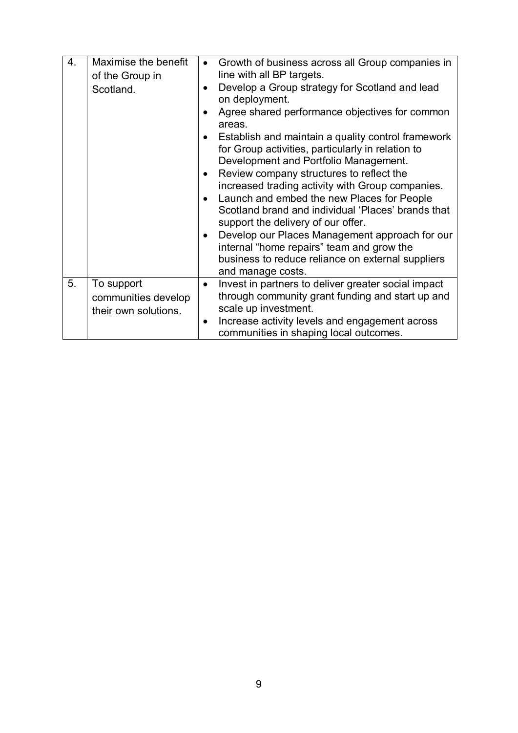| | | |
|---|---|---|
| 4. | Maximise the benefit of the Group in Scotland. | • Growth of business across all Group companies in line with all BP targets.<br>• Develop a Group strategy for Scotland and lead on deployment.<br>• Agree shared performance objectives for common areas.<br>• Establish and maintain a quality control framework for Group activities, particularly in relation to Development and Portfolio Management.<br>• Review company structures to reflect the increased trading activity with Group companies.<br>• Launch and embed the new Places for People Scotland brand and individual 'Places' brands that support the delivery of our offer.<br>• Develop our Places Management approach for our internal "home repairs" team and grow the business to reduce reliance on external suppliers and manage costs. |
| 5. | To support communities develop their own solutions. | • Invest in partners to deliver greater social impact through community grant funding and start up and scale up investment.<br>• Increase activity levels and engagement across communities in shaping local outcomes. |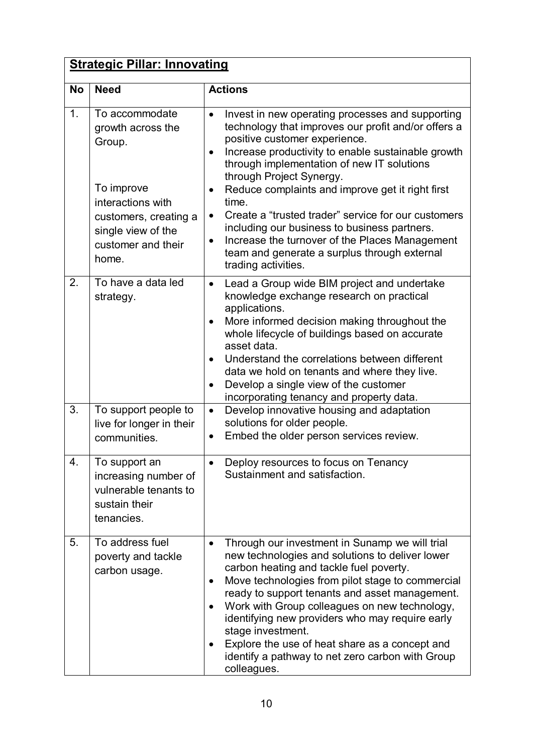**Strategic Pillar: Innovating**

| No | Need | Actions |
|---|---|---|
| 1. | To accommodate growth across the Group.<br><br>To improve interactions with customers, creating a single view of the customer and their home. | • Invest in new operating processes and supporting technology that improves our profit and/or offers a positive customer experience.<br>• Increase productivity to enable sustainable growth through implementation of new IT solutions through Project Synergy.<br>• Reduce complaints and improve get it right first time.<br>• Create a "trusted trader" service for our customers including our business to business partners.<br>• Increase the turnover of the Places Management team and generate a surplus through external trading activities. |
| 2. | To have a data led strategy. | • Lead a Group wide BIM project and undertake knowledge exchange research on practical applications.<br>• More informed decision making throughout the whole lifecycle of buildings based on accurate asset data.<br>• Understand the correlations between different data we hold on tenants and where they live.<br>• Develop a single view of the customer incorporating tenancy and property data. |
| 3. | To support people to live for longer in their communities. | • Develop innovative housing and adaptation solutions for older people.<br>• Embed the older person services review. |
| 4. | To support an increasing number of vulnerable tenants to sustain their tenancies. | • Deploy resources to focus on Tenancy Sustainment and satisfaction. |
| 5. | To address fuel poverty and tackle carbon usage. | • Through our investment in Sunamp we will trial new technologies and solutions to deliver lower carbon heating and tackle fuel poverty.<br>• Move technologies from pilot stage to commercial ready to support tenants and asset management.<br>• Work with Group colleagues on new technology, identifying new providers who may require early stage investment.<br>• Explore the use of heat share as a concept and identify a pathway to net zero carbon with Group colleagues. |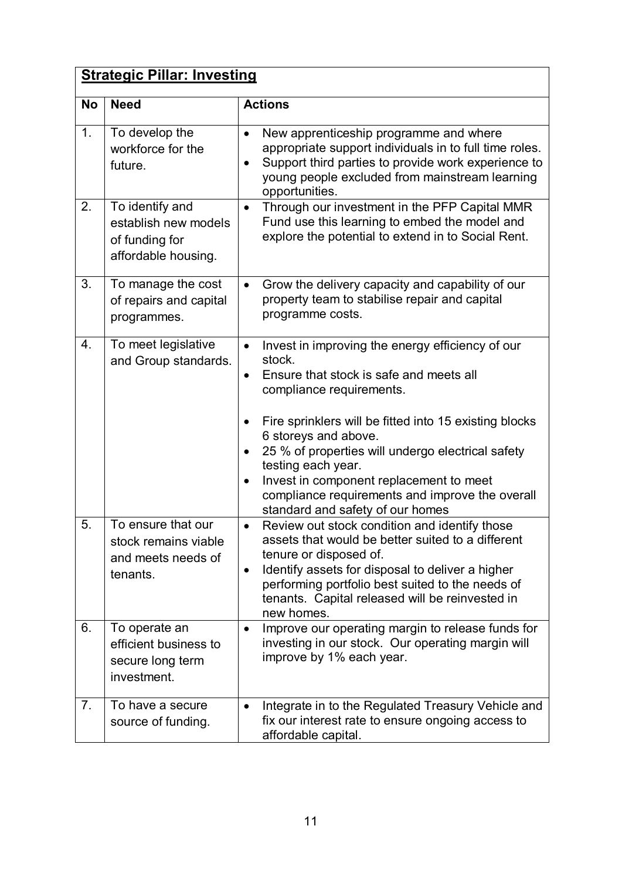**Strategic Pillar: Investing**

| No | Need | Actions |
|---|---|---|
| 1. | To develop the workforce for the future. | • New apprenticeship programme and where appropriate support individuals in to full time roles.<br>• Support third parties to provide work experience to young people excluded from mainstream learning opportunities. |
| 2. | To identify and establish new models of funding for affordable housing. | • Through our investment in the PFP Capital MMR Fund use this learning to embed the model and explore the potential to extend in to Social Rent. |
| 3. | To manage the cost of repairs and capital programmes. | • Grow the delivery capacity and capability of our property team to stabilise repair and capital programme costs. |
| 4. | To meet legislative and Group standards. | • Invest in improving the energy efficiency of our stock.<br>• Ensure that stock is safe and meets all compliance requirements.<br><br>• Fire sprinklers will be fitted into 15 existing blocks 6 storeys and above.<br>• 25 % of properties will undergo electrical safety testing each year.<br>• Invest in component replacement to meet compliance requirements and improve the overall standard and safety of our homes |
| 5. | To ensure that our stock remains viable and meets needs of tenants. | • Review out stock condition and identify those assets that would be better suited to a different tenure or disposed of.<br>• Identify assets for disposal to deliver a higher performing portfolio best suited to the needs of tenants. Capital released will be reinvested in new homes. |
| 6. | To operate an efficient business to secure long term investment. | • Improve our operating margin to release funds for investing in our stock. Our operating margin will improve by 1% each year. |
| 7. | To have a secure source of funding. | • Integrate in to the Regulated Treasury Vehicle and fix our interest rate to ensure ongoing access to affordable capital. |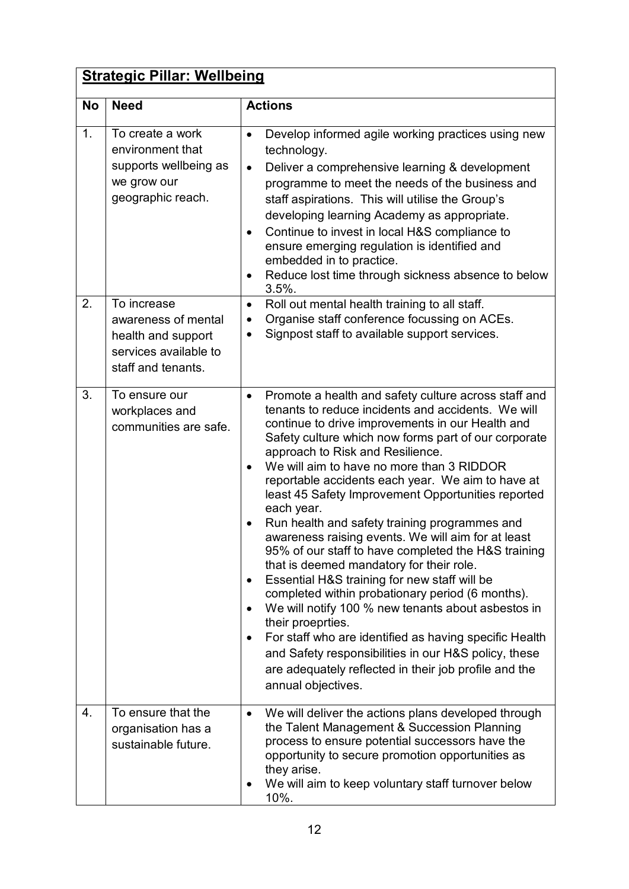| **Strategic Pillar: Wellbeing** | | |
|---|---|---|
| **No** | **Need** | **Actions** |
| 1. | To create a work environment that supports wellbeing as we grow our geographic reach. | • Develop informed agile working practices using new technology.<br>• Deliver a comprehensive learning & development programme to meet the needs of the business and staff aspirations. This will utilise the Group's developing learning Academy as appropriate.<br>• Continue to invest in local H&S compliance to ensure emerging regulation is identified and embedded in to practice.<br>• Reduce lost time through sickness absence to below 3.5%. |
| 2. | To increase awareness of mental health and support services available to staff and tenants. | • Roll out mental health training to all staff.<br>• Organise staff conference focussing on ACEs.<br>• Signpost staff to available support services. |
| 3. | To ensure our workplaces and communities are safe. | • Promote a health and safety culture across staff and tenants to reduce incidents and accidents. We will continue to drive improvements in our Health and Safety culture which now forms part of our corporate approach to Risk and Resilience.<br>• We will aim to have no more than 3 RIDDOR reportable accidents each year. We aim to have at least 45 Safety Improvement Opportunities reported each year.<br>• Run health and safety training programmes and awareness raising events. We will aim for at least 95% of our staff to have completed the H&S training that is deemed mandatory for their role.<br>• Essential H&S training for new staff will be completed within probationary period (6 months).<br>• We will notify 100 % new tenants about asbestos in their proeprties.<br>• For staff who are identified as having specific Health and Safety responsibilities in our H&S policy, these are adequately reflected in their job profile and the annual objectives. |
| 4. | To ensure that the organisation has a sustainable future. | • We will deliver the actions plans developed through the Talent Management & Succession Planning process to ensure potential successors have the opportunity to secure promotion opportunities as they arise.<br>• We will aim to keep voluntary staff turnover below 10%. |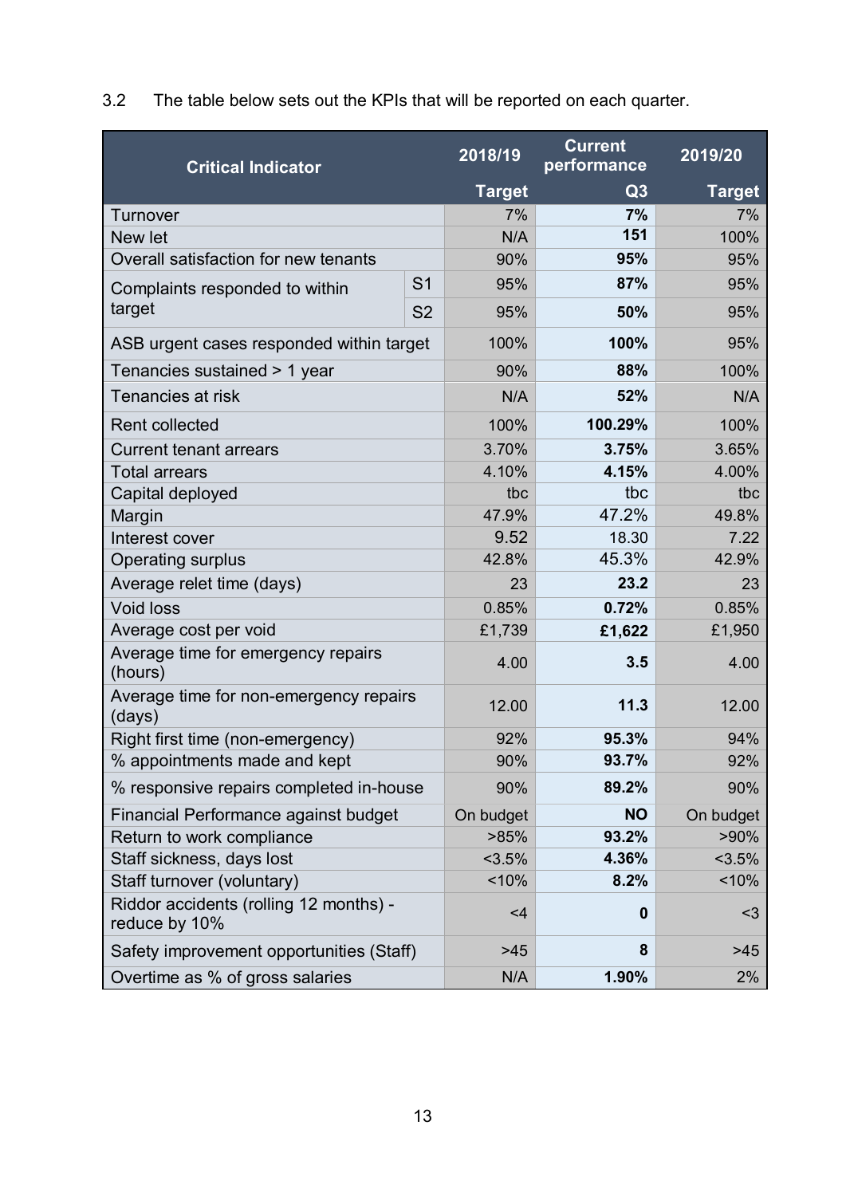3.2 The table below sets out the KPIs that will be reported on each quarter.

| Critical Indicator | | 2018/19 Target | Current performance Q3 | 2019/20 Target |
|---|---|---|---|---|
| Turnover | | 7% | **7%** | 7% |
| New let | | N/A | **151** | 100% |
| Overall satisfaction for new tenants | | 90% | **95%** | 95% |
| Complaints responded to within target | S1 | 95% | **87%** | 95% |
| | S2 | 95% | **50%** | 95% |
| ASB urgent cases responded within target | | 100% | **100%** | 95% |
| Tenancies sustained > 1 year | | 90% | **88%** | 100% |
| Tenancies at risk | | N/A | **52%** | N/A |
| Rent collected | | 100% | **100.29%** | 100% |
| Current tenant arrears | | 3.70% | **3.75%** | 3.65% |
| Total arrears | | 4.10% | **4.15%** | 4.00% |
| Capital deployed | | tbc | tbc | tbc |
| Margin | | 47.9% | 47.2% | 49.8% |
| Interest cover | | 9.52 | 18.30 | 7.22 |
| Operating surplus | | 42.8% | 45.3% | 42.9% |
| Average relet time (days) | | 23 | **23.2** | 23 |
| Void loss | | 0.85% | **0.72%** | 0.85% |
| Average cost per void | | £1,739 | **£1,622** | £1,950 |
| Average time for emergency repairs (hours) | | 4.00 | **3.5** | 4.00 |
| Average time for non-emergency repairs (days) | | 12.00 | **11.3** | 12.00 |
| Right first time (non-emergency) | | 92% | **95.3%** | 94% |
| % appointments made and kept | | 90% | **93.7%** | 92% |
| % responsive repairs completed in-house | | 90% | **89.2%** | 90% |
| Financial Performance against budget | | On budget | **NO** | On budget |
| Return to work compliance | | >85% | **93.2%** | >90% |
| Staff sickness, days lost | | <3.5% | **4.36%** | <3.5% |
| Staff turnover (voluntary) | | <10% | **8.2%** | <10% |
| Riddor accidents (rolling 12 months) - reduce by 10% | | <4 | **0** | <3 |
| Safety improvement opportunities (Staff) | | >45 | **8** | >45 |
| Overtime as % of gross salaries | | N/A | **1.90%** | 2% |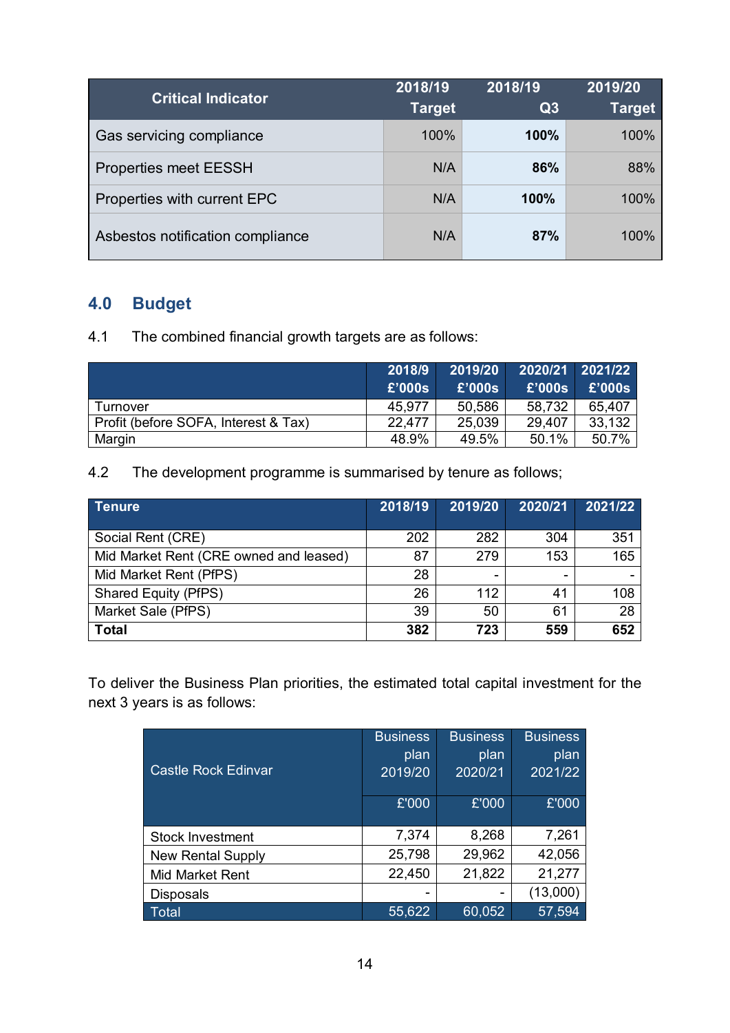| Critical Indicator | 2018/19 Target | 2018/19 Q3 | 2019/20 Target |
|---|---|---|---|
| Gas servicing compliance | 100% | **100%** | 100% |
| Properties meet EESSH | N/A | **86%** | 88% |
| Properties with current EPC | N/A | **100%** | 100% |
| Asbestos notification compliance | N/A | **87%** | 100% |

## 4.0 Budget

4.1 The combined financial growth targets are as follows:

| | 2018/9 £'000s | 2019/20 £'000s | 2020/21 £'000s | 2021/22 £'000s |
|---|---|---|---|---|
| Turnover | 45,977 | 50,586 | 58,732 | 65,407 |
| Profit (before SOFA, Interest & Tax) | 22,477 | 25,039 | 29,407 | 33,132 |
| Margin | 48.9% | 49.5% | 50.1% | 50.7% |

4.2 The development programme is summarised by tenure as follows;

| Tenure | 2018/19 | 2019/20 | 2020/21 | 2021/22 |
|---|---|---|---|---|
| Social Rent (CRE) | 202 | 282 | 304 | 351 |
| Mid Market Rent (CRE owned and leased) | 87 | 279 | 153 | 165 |
| Mid Market Rent (PfPS) | 28 | - | - | - |
| Shared Equity (PfPS) | 26 | 112 | 41 | 108 |
| Market Sale (PfPS) | 39 | 50 | 61 | 28 |
| **Total** | **382** | **723** | **559** | **652** |

To deliver the Business Plan priorities, the estimated total capital investment for the next 3 years is as follows:

| Castle Rock Edinvar | Business plan 2019/20 £'000 | Business plan 2020/21 £'000 | Business plan 2021/22 £'000 |
|---|---|---|---|
| Stock Investment | 7,374 | 8,268 | 7,261 |
| New Rental Supply | 25,798 | 29,962 | 42,056 |
| Mid Market Rent | 22,450 | 21,822 | 21,277 |
| Disposals | - | - | (13,000) |
| Total | 55,622 | 60,052 | 57,594 |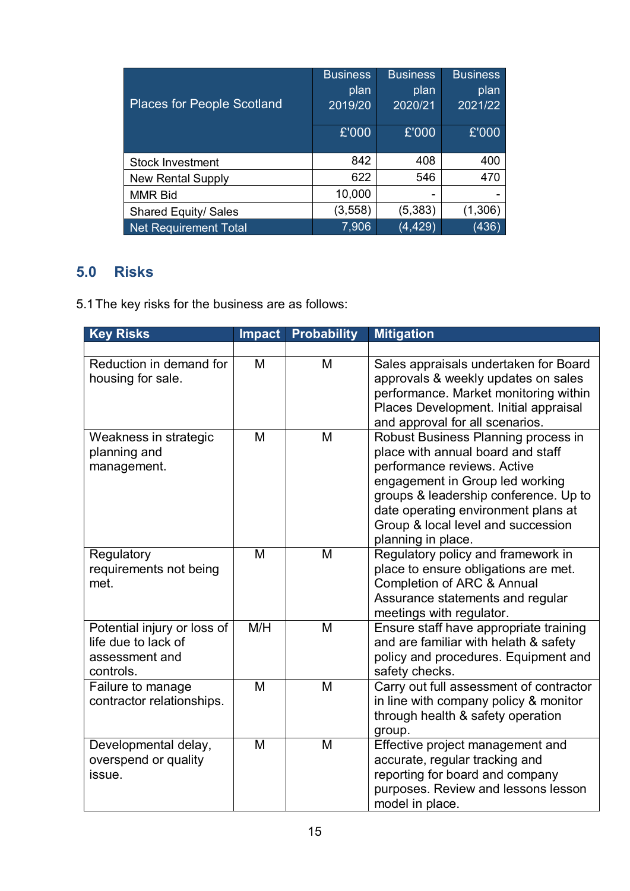| Places for People Scotland | Business plan 2019/20 | Business plan 2020/21 | Business plan 2021/22 |
|---|---|---|---|
| | £'000 | £'000 | £'000 |
| Stock Investment | 842 | 408 | 400 |
| New Rental Supply | 622 | 546 | 470 |
| MMR Bid | 10,000 | - | - |
| Shared Equity/ Sales | (3,558) | (5,383) | (1,306) |
| Net Requirement Total | 7,906 | (4,429) | (436) |

## 5.0 Risks

5.1 The key risks for the business are as follows:

| Key Risks | Impact | Probability | Mitigation |
|---|---|---|---|
| | | | |
| Reduction in demand for housing for sale. | M | M | Sales appraisals undertaken for Board approvals & weekly updates on sales performance. Market monitoring within Places Development. Initial appraisal and approval for all scenarios. |
| Weakness in strategic planning and management. | M | M | Robust Business Planning process in place with annual board and staff performance reviews. Active engagement in Group led working groups & leadership conference. Up to date operating environment plans at Group & local level and succession planning in place. |
| Regulatory requirements not being met. | M | M | Regulatory policy and framework in place to ensure obligations are met. Completion of ARC & Annual Assurance statements and regular meetings with regulator. |
| Potential injury or loss of life due to lack of assessment and controls. | M/H | M | Ensure staff have appropriate training and are familiar with helath & safety policy and procedures. Equipment and safety checks. |
| Failure to manage contractor relationships. | M | M | Carry out full assessment of contractor in line with company policy & monitor through health & safety operation group. |
| Developmental delay, overspend or quality issue. | M | M | Effective project management and accurate, regular tracking and reporting for board and company purposes. Review and lessons lesson model in place. |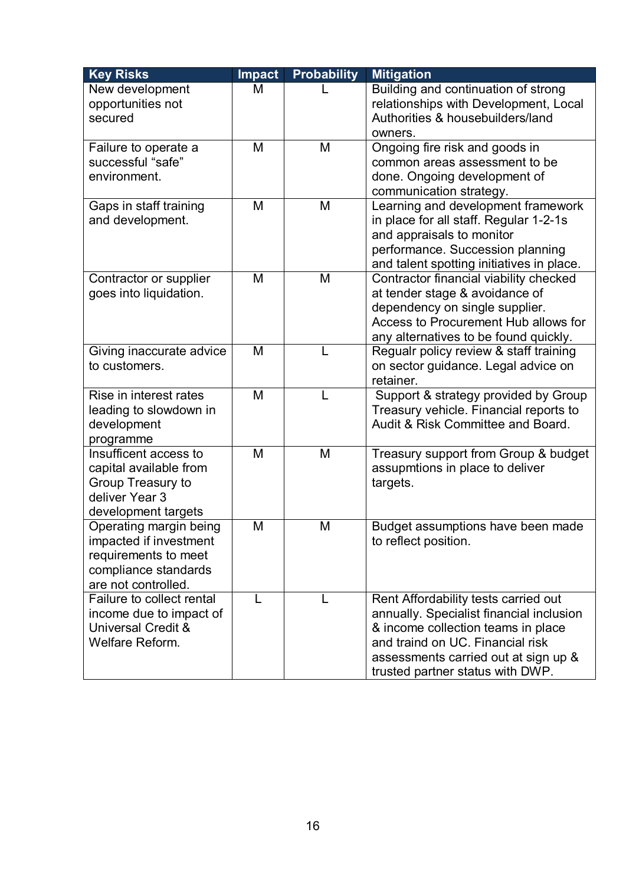| Key Risks | Impact | Probability | Mitigation |
|---|---|---|---|
| New development opportunities not secured | M | L | Building and continuation of strong relationships with Development, Local Authorities & housebuilders/land owners. |
| Failure to operate a successful “safe” environment. | M | M | Ongoing fire risk and goods in common areas assessment to be done. Ongoing development of communication strategy. |
| Gaps in staff training and development. | M | M | Learning and development framework in place for all staff. Regular 1-2-1s and appraisals to monitor performance. Succession planning and talent spotting initiatives in place. |
| Contractor or supplier goes into liquidation. | M | M | Contractor financial viability checked at tender stage & avoidance of dependency on single supplier. Access to Procurement Hub allows for any alternatives to be found quickly. |
| Giving inaccurate advice to customers. | M | L | Regualr policy review & staff training on sector guidance. Legal advice on retainer. |
| Rise in interest rates leading to slowdown in development programme | M | L | Support & strategy provided by Group Treasury vehicle. Financial reports to Audit & Risk Committee and Board. |
| Insufficent access to capital available from Group Treasury to deliver Year 3 development targets | M | M | Treasury support from Group & budget assupmtions in place to deliver targets. |
| Operating margin being impacted if investment requirements to meet compliance standards are not controlled. | M | M | Budget assumptions have been made to reflect position. |
| Failure to collect rental income due to impact of Universal Credit & Welfare Reform. | L | L | Rent Affordability tests carried out annually. Specialist financial inclusion & income collection teams in place and traind on UC. Financial risk assessments carried out at sign up & trusted partner status with DWP. |